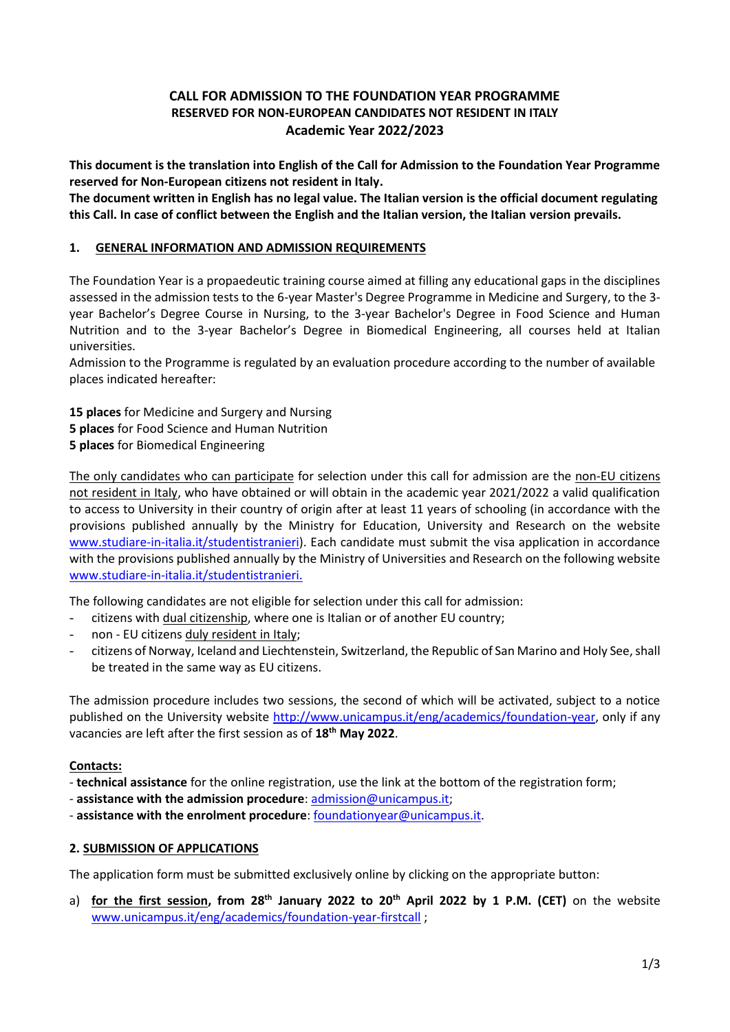# CALL FOR ADMISSION TO THE FOUNDATION YEAR PROGRAMME
## RESERVED FOR NON-EUROPEAN CANDIDATES NOT RESIDENT IN ITALY
## Academic Year 2022/2023

**This document is the translation into English of the Call for Admission to the Foundation Year Programme reserved for Non-European citizens not resident in Italy.**
**The document written in English has no legal value. The Italian version is the official document regulating this Call. In case of conflict between the English and the Italian version, the Italian version prevails.**

## 1. GENERAL INFORMATION AND ADMISSION REQUIREMENTS

The Foundation Year is a propaedeutic training course aimed at filling any educational gaps in the disciplines assessed in the admission tests to the 6-year Master's Degree Programme in Medicine and Surgery, to the 3-year Bachelor's Degree Course in Nursing, to the 3-year Bachelor's Degree in Food Science and Human Nutrition and to the 3-year Bachelor's Degree in Biomedical Engineering, all courses held at Italian universities.
Admission to the Programme is regulated by an evaluation procedure according to the number of available places indicated hereafter:

**15 places** for Medicine and Surgery and Nursing
**5 places** for Food Science and Human Nutrition
**5 places** for Biomedical Engineering

The only candidates who can participate for selection under this call for admission are the non-EU citizens not resident in Italy, who have obtained or will obtain in the academic year 2021/2022 a valid qualification to access to University in their country of origin after at least 11 years of schooling (in accordance with the provisions published annually by the Ministry for Education, University and Research on the website www.studiare-in-italia.it/studentistranieri). Each candidate must submit the visa application in accordance with the provisions published annually by the Ministry of Universities and Research on the following website www.studiare-in-italia.it/studentistranieri.

The following candidates are not eligible for selection under this call for admission:

- citizens with dual citizenship, where one is Italian or of another EU country;
- non - EU citizens duly resident in Italy;
- citizens of Norway, Iceland and Liechtenstein, Switzerland, the Republic of San Marino and Holy See, shall be treated in the same way as EU citizens.

The admission procedure includes two sessions, the second of which will be activated, subject to a notice published on the University website http://www.unicampus.it/eng/academics/foundation-year, only if any vacancies are left after the first session as of **18th May 2022**.

**Contacts:**

- **technical assistance** for the online registration, use the link at the bottom of the registration form;
- **assistance with the admission procedure**: admission@unicampus.it;
- **assistance with the enrolment procedure**: foundationyear@unicampus.it.

## 2. SUBMISSION OF APPLICATIONS

The application form must be submitted exclusively online by clicking on the appropriate button:

a) **for the first session, from 28th January 2022 to 20th April 2022 by 1 P.M. (CET)** on the website www.unicampus.it/eng/academics/foundation-year-firstcall ;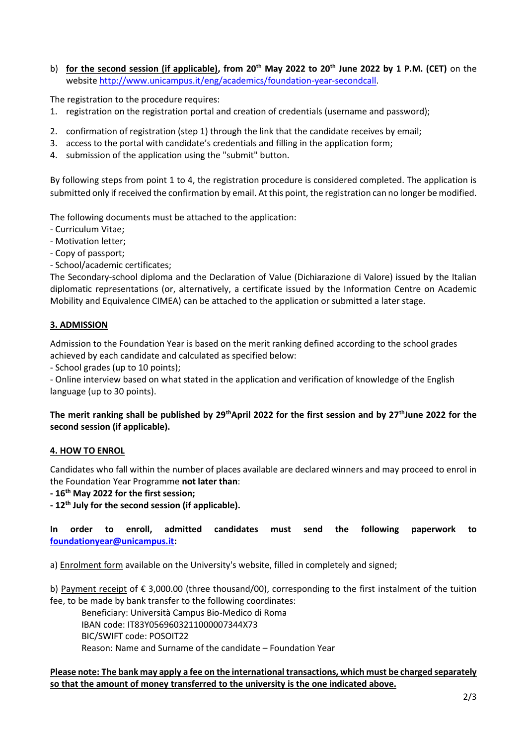b) **<u>for the second session (if applicable)</u>, from 20th May 2022 to 20th June 2022 by 1 P.M. (CET)** on the website http://www.unicampus.it/eng/academics/foundation-year-secondcall.

The registration to the procedure requires:

1. registration on the registration portal and creation of credentials (username and password);
2. confirmation of registration (step 1) through the link that the candidate receives by email;
3. access to the portal with candidate's credentials and filling in the application form;
4. submission of the application using the "submit" button.

By following steps from point 1 to 4, the registration procedure is considered completed. The application is submitted only if received the confirmation by email. At this point, the registration can no longer be modified.

The following documents must be attached to the application:

- Curriculum Vitae;
- Motivation letter;
- Copy of passport;
- School/academic certificates;

The Secondary-school diploma and the Declaration of Value (Dichiarazione di Valore) issued by the Italian diplomatic representations (or, alternatively, a certificate issued by the Information Centre on Academic Mobility and Equivalence CIMEA) can be attached to the application or submitted a later stage.

## 3. ADMISSION

Admission to the Foundation Year is based on the merit ranking defined according to the school grades achieved by each candidate and calculated as specified below:

- School grades (up to 10 points);
- Online interview based on what stated in the application and verification of knowledge of the English language (up to 30 points).

**The merit ranking shall be published by 29th April 2022 for the first session and by 27th June 2022 for the second session (if applicable).**

## 4. HOW TO ENROL

Candidates who fall within the number of places available are declared winners and may proceed to enrol in the Foundation Year Programme **not later than**:

**- 16th May 2022 for the first session;**

**- 12th July for the second session (if applicable).**

**In order to enroll, admitted candidates must send the following paperwork to foundationyear@unicampus.it:**

a) <u>Enrolment form</u> available on the University's website, filled in completely and signed;

b) <u>Payment receipt</u> of € 3,000.00 (three thousand/00), corresponding to the first instalment of the tuition fee, to be made by bank transfer to the following coordinates:

Beneficiary: Università Campus Bio-Medico di Roma
IBAN code: IT83Y0569603211000007344X73
BIC/SWIFT code: POSOIT22
Reason: Name and Surname of the candidate – Foundation Year

**<u>Please note: The bank may apply a fee on the international transactions, which must be charged separately so that the amount of money transferred to the university is the one indicated above.</u>**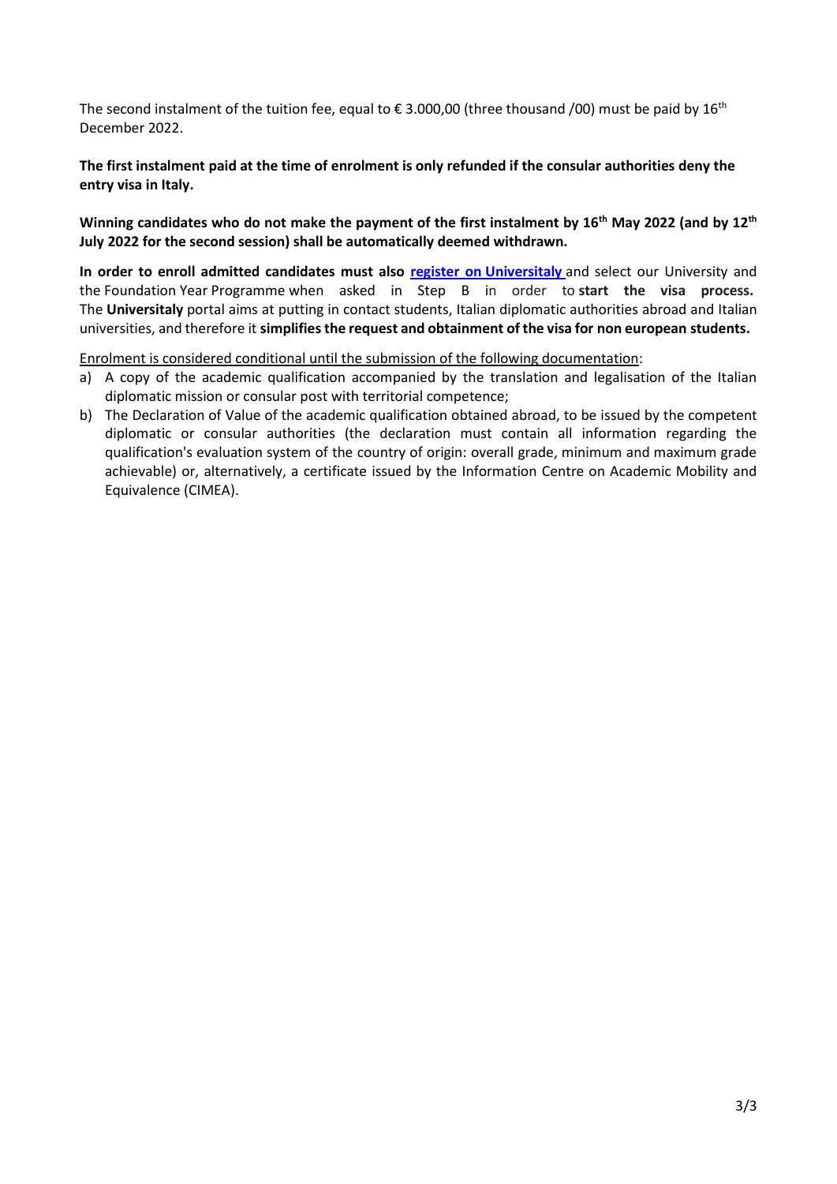The second instalment of the tuition fee, equal to € 3.000,00 (three thousand /00) must be paid by 16th December 2022.

**The first instalment paid at the time of enrolment is only refunded if the consular authorities deny the entry visa in Italy.**

**Winning candidates who do not make the payment of the first instalment by 16th May 2022 (and by 12th July 2022 for the second session) shall be automatically deemed withdrawn.**

**In order to enroll admitted candidates must also register on Universitaly** and select our University and the Foundation Year Programme when asked in Step B in order to **start the visa process.** The **Universitaly** portal aims at putting in contact students, Italian diplomatic authorities abroad and Italian universities, and therefore it **simplifies the request and obtainment of the visa for non european students.**

Enrolment is considered conditional until the submission of the following documentation:

a) A copy of the academic qualification accompanied by the translation and legalisation of the Italian diplomatic mission or consular post with territorial competence;
b) The Declaration of Value of the academic qualification obtained abroad, to be issued by the competent diplomatic or consular authorities (the declaration must contain all information regarding the qualification's evaluation system of the country of origin: overall grade, minimum and maximum grade achievable) or, alternatively, a certificate issued by the Information Centre on Academic Mobility and Equivalence (CIMEA).